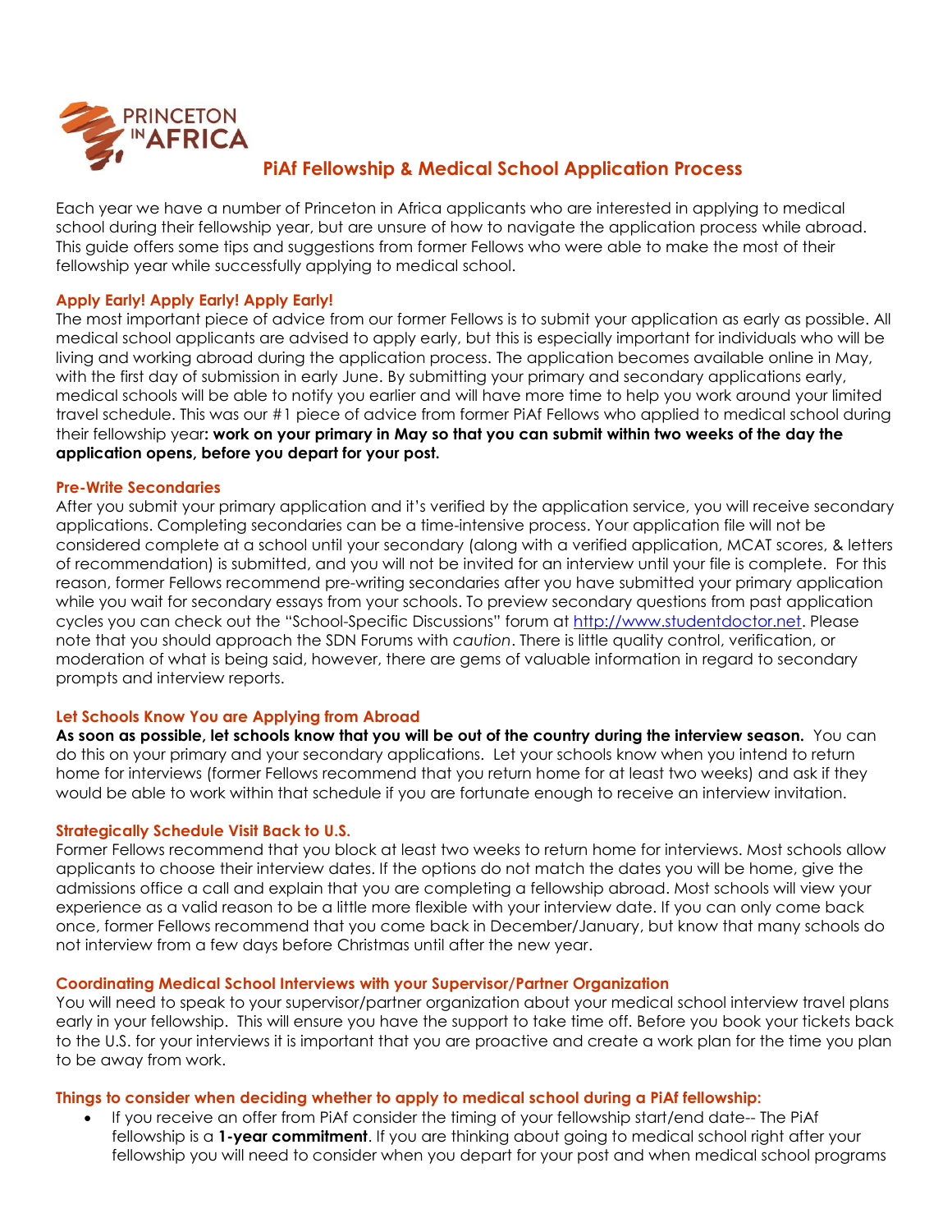PRINCETON IN AFRICA

# PiAf Fellowship & Medical School Application Process

Each year we have a number of Princeton in Africa applicants who are interested in applying to medical school during their fellowship year, but are unsure of how to navigate the application process while abroad. This guide offers some tips and suggestions from former Fellows who were able to make the most of their fellowship year while successfully applying to medical school.

## Apply Early! Apply Early! Apply Early!

The most important piece of advice from our former Fellows is to submit your application as early as possible. All medical school applicants are advised to apply early, but this is especially important for individuals who will be living and working abroad during the application process. The application becomes available online in May, with the first day of submission in early June. By submitting your primary and secondary applications early, medical schools will be able to notify you earlier and will have more time to help you work around your limited travel schedule. This was our #1 piece of advice from former PiAf Fellows who applied to medical school during their fellowship year**: work on your primary in May so that you can submit within two weeks of the day the application opens, before you depart for your post.**

## Pre-Write Secondaries

After you submit your primary application and it's verified by the application service, you will receive secondary applications. Completing secondaries can be a time-intensive process. Your application file will not be considered complete at a school until your secondary (along with a verified application, MCAT scores, & letters of recommendation) is submitted, and you will not be invited for an interview until your file is complete. For this reason, former Fellows recommend pre-writing secondaries after you have submitted your primary application while you wait for secondary essays from your schools. To preview secondary questions from past application cycles you can check out the "School-Specific Discussions" forum at http://www.studentdoctor.net. Please note that you should approach the SDN Forums with *caution*. There is little quality control, verification, or moderation of what is being said, however, there are gems of valuable information in regard to secondary prompts and interview reports.

## Let Schools Know You are Applying from Abroad

**As soon as possible, let schools know that you will be out of the country during the interview season.** You can do this on your primary and your secondary applications. Let your schools know when you intend to return home for interviews (former Fellows recommend that you return home for at least two weeks) and ask if they would be able to work within that schedule if you are fortunate enough to receive an interview invitation.

## Strategically Schedule Visit Back to U.S.

Former Fellows recommend that you block at least two weeks to return home for interviews. Most schools allow applicants to choose their interview dates. If the options do not match the dates you will be home, give the admissions office a call and explain that you are completing a fellowship abroad. Most schools will view your experience as a valid reason to be a little more flexible with your interview date. If you can only come back once, former Fellows recommend that you come back in December/January, but know that many schools do not interview from a few days before Christmas until after the new year.

## Coordinating Medical School Interviews with your Supervisor/Partner Organization

You will need to speak to your supervisor/partner organization about your medical school interview travel plans early in your fellowship. This will ensure you have the support to take time off. Before you book your tickets back to the U.S. for your interviews it is important that you are proactive and create a work plan for the time you plan to be away from work.

## Things to consider when deciding whether to apply to medical school during a PiAf fellowship:

- If you receive an offer from PiAf consider the timing of your fellowship start/end date-- The PiAf fellowship is a **1-year commitment**. If you are thinking about going to medical school right after your fellowship you will need to consider when you depart for your post and when medical school programs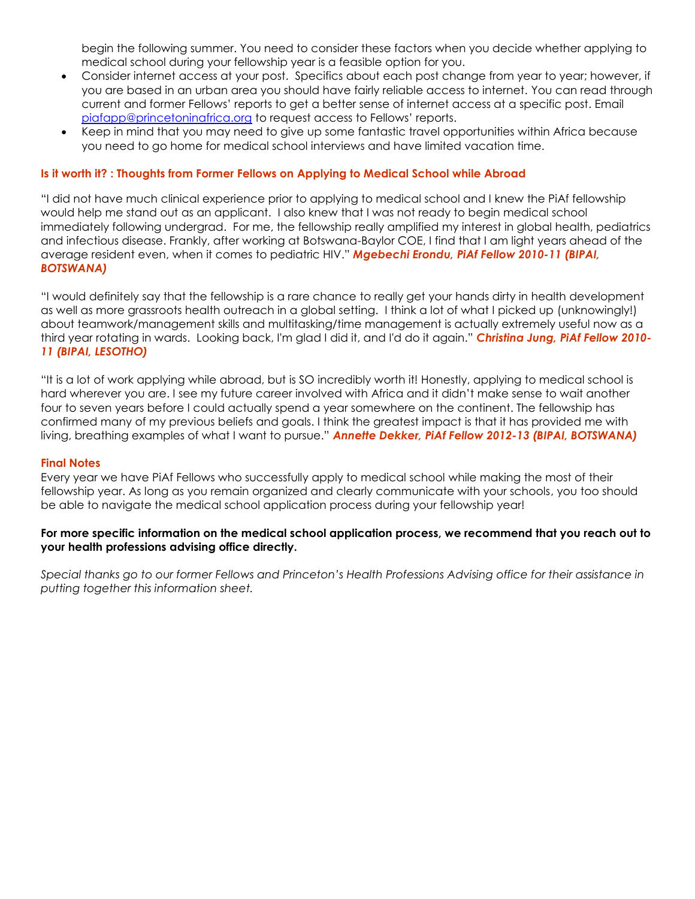begin the following summer. You need to consider these factors when you decide whether applying to medical school during your fellowship year is a feasible option for you.

- Consider internet access at your post. Specifics about each post change from year to year; however, if you are based in an urban area you should have fairly reliable access to internet. You can read through current and former Fellows' reports to get a better sense of internet access at a specific post. Email piafapp@princetoninafrica.org to request access to Fellows' reports.
- Keep in mind that you may need to give up some fantastic travel opportunities within Africa because you need to go home for medical school interviews and have limited vacation time.

### Is it worth it? : Thoughts from Former Fellows on Applying to Medical School while Abroad

"I did not have much clinical experience prior to applying to medical school and I knew the PiAf fellowship would help me stand out as an applicant. I also knew that I was not ready to begin medical school immediately following undergrad. For me, the fellowship really amplified my interest in global health, pediatrics and infectious disease. Frankly, after working at Botswana-Baylor COE, I find that I am light years ahead of the average resident even, when it comes to pediatric HIV." ***Mgebechi Erondu, PiAf Fellow 2010-11 (BIPAI, BOTSWANA)***

"I would definitely say that the fellowship is a rare chance to really get your hands dirty in health development as well as more grassroots health outreach in a global setting. I think a lot of what I picked up (unknowingly!) about teamwork/management skills and multitasking/time management is actually extremely useful now as a third year rotating in wards. Looking back, I'm glad I did it, and I'd do it again." ***Christina Jung, PiAf Fellow 2010-11 (BIPAI, LESOTHO)***

"It is a lot of work applying while abroad, but is SO incredibly worth it! Honestly, applying to medical school is hard wherever you are. I see my future career involved with Africa and it didn't make sense to wait another four to seven years before I could actually spend a year somewhere on the continent. The fellowship has confirmed many of my previous beliefs and goals. I think the greatest impact is that it has provided me with living, breathing examples of what I want to pursue." ***Annette Dekker, PiAf Fellow 2012-13 (BIPAI, BOTSWANA)***

### Final Notes

Every year we have PiAf Fellows who successfully apply to medical school while making the most of their fellowship year. As long as you remain organized and clearly communicate with your schools, you too should be able to navigate the medical school application process during your fellowship year!

**For more specific information on the medical school application process, we recommend that you reach out to your health professions advising office directly.**

*Special thanks go to our former Fellows and Princeton's Health Professions Advising office for their assistance in putting together this information sheet.*